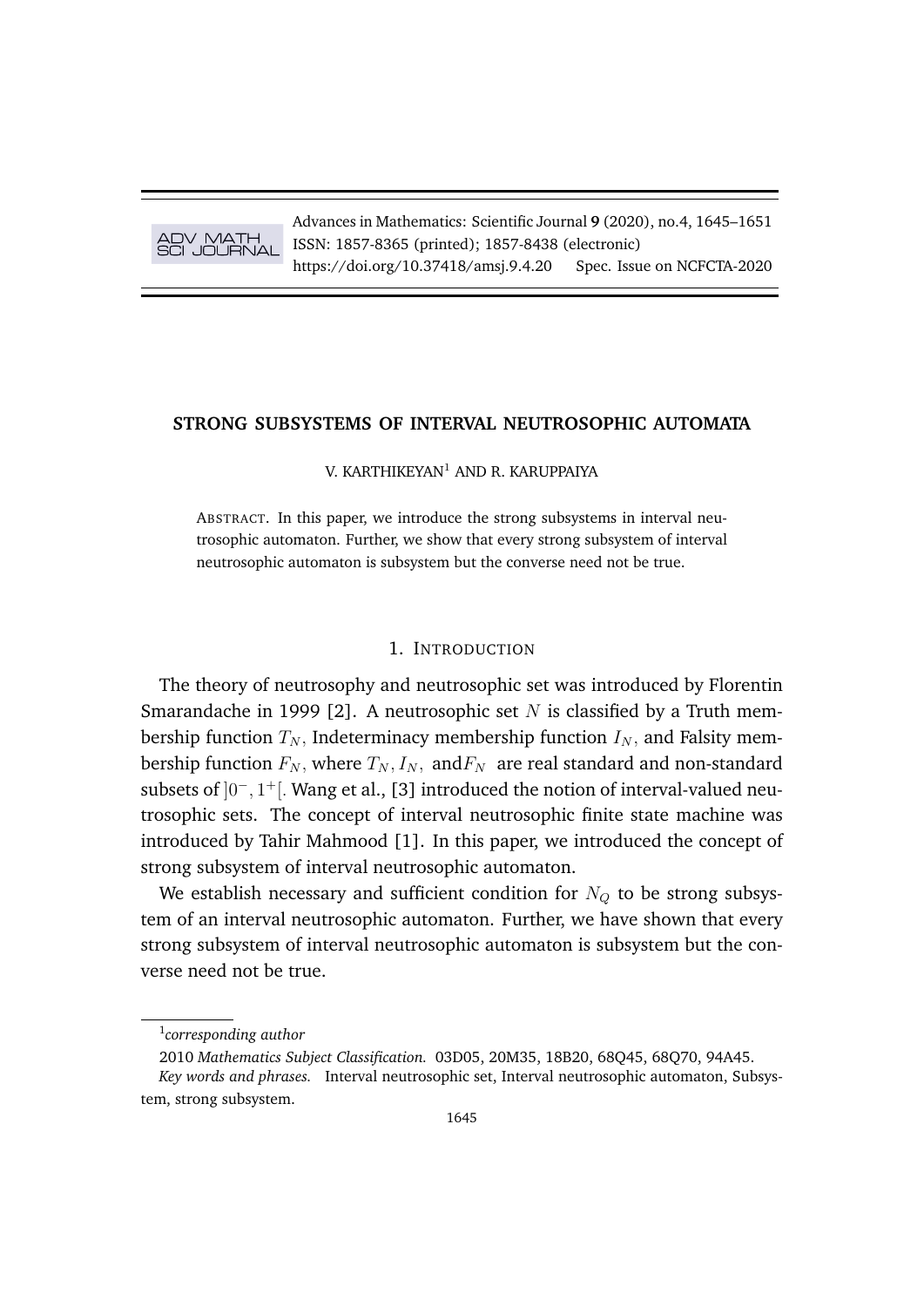# STRONG SUBSYSTEMS OF INTERVAL NEUTROSOPHIC AUTOMATA

V. KARTHIKEYAN[1] AND R. KARUPPAIYA

ABSTRACT. In this paper, we introduce the strong subsystems in interval neutrosophic automaton. Further, we show that every strong subsystem of interval neutrosophic automaton is subsystem but the converse need not be true.

## 1. INTRODUCTION

The theory of neutrosophy and neutrosophic set was introduced by Florentin Smarandache in 1999 [2]. A neutrosophic set $N$ is classified by a Truth membership function $T_N,$ Indeterminacy membership function $I_N,$ and Falsity membership function $F_N,$ where $T_N, I_N,$ and$F_N$ are real standard and non-standard subsets of $]0^-, 1^+[.$ Wang et al., [3] introduced the notion of interval-valued neutrosophic sets. The concept of interval neutrosophic finite state machine was introduced by Tahir Mahmood [1]. In this paper, we introduced the concept of strong subsystem of interval neutrosophic automaton.

We establish necessary and sufficient condition for $N_Q$ to be strong subsystem of an interval neutrosophic automaton. Further, we have shown that every strong subsystem of interval neutrosophic automaton is subsystem but the converse need not be true.

---

[1]*corresponding author*

2010 *Mathematics Subject Classification.* 03D05, 20M35, 18B20, 68Q45, 68Q70, 94A45.

*Key words and phrases.* Interval neutrosophic set, Interval neutrosophic automaton, Subsystem, strong subsystem.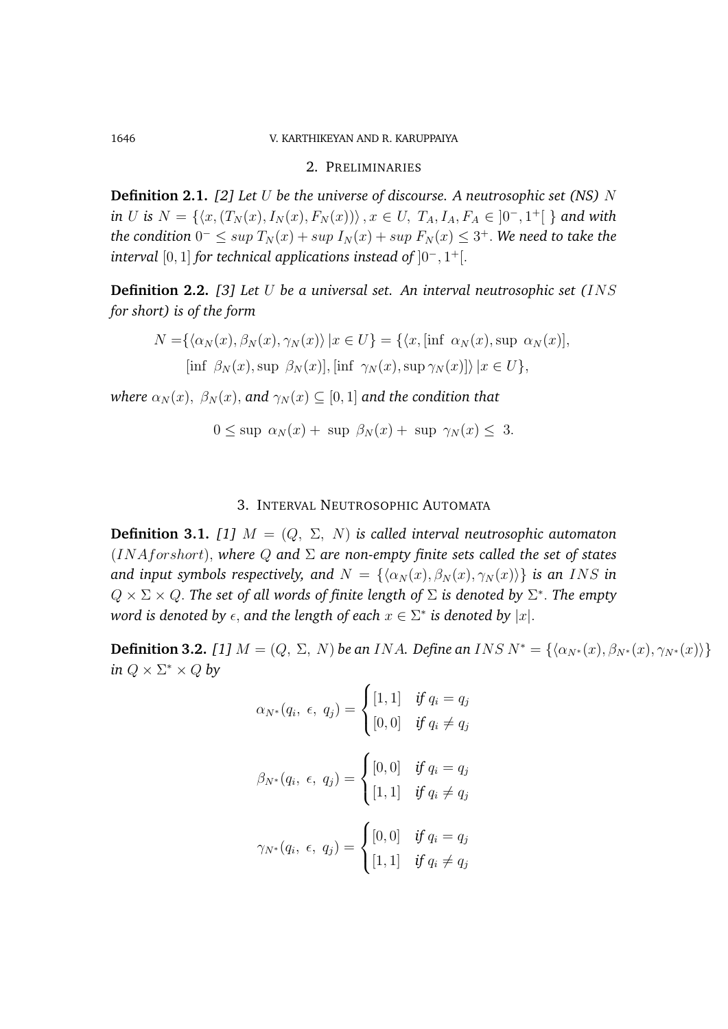## 2. Preliminaries

**Definition 2.1.** *[2] Let $U$ be the universe of discourse. A neutrosophic set (NS) $N$ in $U$ is $N = \{\langle x, (T_N(x), I_N(x), F_N(x))\rangle, x \in U,\ T_A, I_A, F_A \in\ ]0^-, 1^+[\ \}$ and with the condition $0^- \leq sup\ T_N(x) + sup\ I_N(x) + sup\ F_N(x) \leq 3^+$. We need to take the interval $[0, 1]$ for technical applications instead of $]0^-, 1^+[$.*

**Definition 2.2.** *[3] Let $U$ be a universal set. An interval neutrosophic set ($INS$ for short) is of the form*

$$N = \{\langle \alpha_N(x), \beta_N(x), \gamma_N(x)\rangle \,|x \in U\} = \{\langle x, [\inf\ \alpha_N(x), \sup\ \alpha_N(x)], [\inf\ \beta_N(x), \sup\ \beta_N(x)], [\inf\ \gamma_N(x), \sup \gamma_N(x)]\rangle \,|x \in U\},$$

*where $\alpha_N(x),\ \beta_N(x)$, and $\gamma_N(x) \subseteq [0, 1]$ and the condition that*

$$0 \leq \sup\ \alpha_N(x) + \sup\ \beta_N(x) + \sup\ \gamma_N(x) \leq\ 3.$$

## 3. Interval Neutrosophic Automata

**Definition 3.1.** *[1] $M = (Q,\ \Sigma,\ N)$ is called interval neutrosophic automaton ($INA for short$), where $Q$ and $\Sigma$ are non-empty finite sets called the set of states and input symbols respectively, and $N = \{\langle \alpha_N(x), \beta_N(x), \gamma_N(x)\rangle\}$ is an $INS$ in $Q \times \Sigma \times Q$. The set of all words of finite length of $\Sigma$ is denoted by $\Sigma^*$. The empty word is denoted by $\epsilon$, and the length of each $x \in \Sigma^*$ is denoted by $|x|$.*

**Definition 3.2.** *[1] $M = (Q,\ \Sigma,\ N)$ be an $INA$. Define an $INS$ $N^* = \{\langle \alpha_{N^*}(x), \beta_{N^*}(x), \gamma_{N^*}(x)\rangle\}$ in $Q \times \Sigma^* \times Q$ by*

$$\alpha_{N^*}(q_i,\ \epsilon,\ q_j) = \begin{cases} [1, 1] & \text{if } q_i = q_j \\ [0, 0] & \text{if } q_i \neq q_j \end{cases}$$

$$\beta_{N^*}(q_i,\ \epsilon,\ q_j) = \begin{cases} [0, 0] & \text{if } q_i = q_j \\ [1, 1] & \text{if } q_i \neq q_j \end{cases}$$

$$\gamma_{N^*}(q_i,\ \epsilon,\ q_j) = \begin{cases} [0, 0] & \text{if } q_i = q_j \\ [1, 1] & \text{if } q_i \neq q_j \end{cases}$$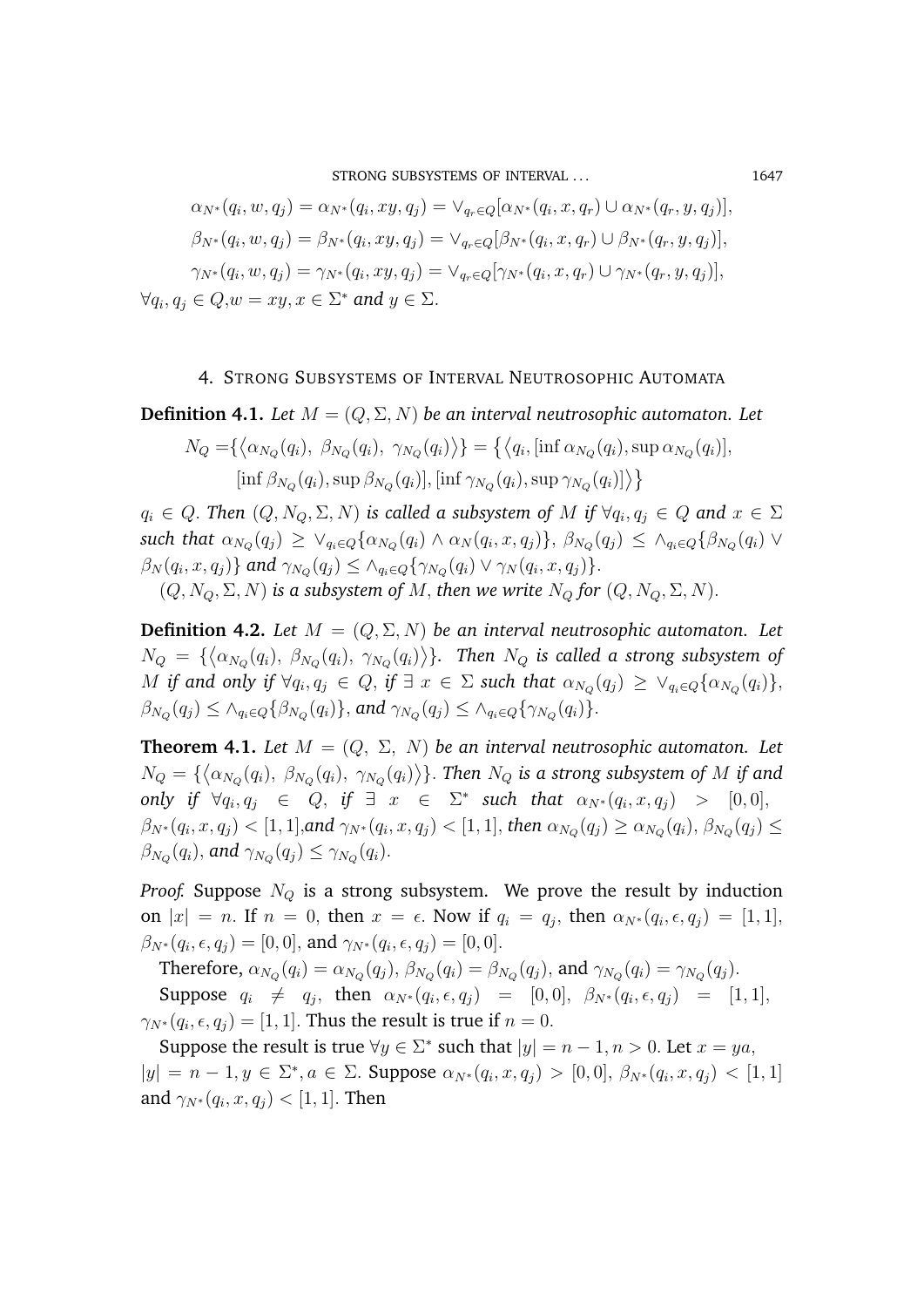$$\alpha_{N^*}(q_i, w, q_j) = \alpha_{N^*}(q_i, xy, q_j) = \vee_{q_r \in Q}[\alpha_{N^*}(q_i, x, q_r) \cup \alpha_{N^*}(q_r, y, q_j)],$$

$$\beta_{N^*}(q_i, w, q_j) = \beta_{N^*}(q_i, xy, q_j) = \vee_{q_r \in Q}[\beta_{N^*}(q_i, x, q_r) \cup \beta_{N^*}(q_r, y, q_j)],$$

$$\gamma_{N^*}(q_i, w, q_j) = \gamma_{N^*}(q_i, xy, q_j) = \vee_{q_r \in Q}[\gamma_{N^*}(q_i, x, q_r) \cup \gamma_{N^*}(q_r, y, q_j)],$$

$\forall q_i, q_j \in Q, w = xy, x \in \Sigma^*$ *and* $y \in \Sigma$.

## 4. Strong Subsystems of Interval Neutrosophic Automata

**Definition 4.1.** *Let $M = (Q, \Sigma, N)$ be an interval neutrosophic automaton. Let*

$$N_Q = \{\langle \alpha_{N_Q}(q_i),\ \beta_{N_Q}(q_i),\ \gamma_{N_Q}(q_i)\rangle\} = \{\langle q_i, [\inf \alpha_{N_Q}(q_i), \sup \alpha_{N_Q}(q_i)], [\inf \beta_{N_Q}(q_i), \sup \beta_{N_Q}(q_i)], [\inf \gamma_{N_Q}(q_i), \sup \gamma_{N_Q}(q_i)]\rangle\}$$

*$q_i \in Q$. Then $(Q, N_Q, \Sigma, N)$ is called a subsystem of $M$ if $\forall q_i, q_j \in Q$ and $x \in \Sigma$ such that $\alpha_{N_Q}(q_j) \geq \vee_{q_i \in Q}\{\alpha_{N_Q}(q_i) \wedge \alpha_N(q_i, x, q_j)\}$, $\beta_{N_Q}(q_j) \leq \wedge_{q_i \in Q}\{\beta_{N_Q}(q_i) \vee \beta_N(q_i, x, q_j)\}$ and $\gamma_{N_Q}(q_j) \leq \wedge_{q_i \in Q}\{\gamma_{N_Q}(q_i) \vee \gamma_N(q_i, x, q_j)\}$.*

*$(Q, N_Q, \Sigma, N)$ is a subsystem of $M$, then we write $N_Q$ for $(Q, N_Q, \Sigma, N)$.*

**Definition 4.2.** *Let $M = (Q, \Sigma, N)$ be an interval neutrosophic automaton. Let $N_Q = \{\langle \alpha_{N_Q}(q_i),\ \beta_{N_Q}(q_i),\ \gamma_{N_Q}(q_i)\rangle\}$. Then $N_Q$ is called a strong subsystem of $M$ if and only if $\forall q_i, q_j \in Q$, if $\exists\ x \in \Sigma$ such that $\alpha_{N_Q}(q_j) \geq \vee_{q_i \in Q}\{\alpha_{N_Q}(q_i)\}$, $\beta_{N_Q}(q_j) \leq \wedge_{q_i \in Q}\{\beta_{N_Q}(q_i)\}$, and $\gamma_{N_Q}(q_j) \leq \wedge_{q_i \in Q}\{\gamma_{N_Q}(q_i)\}$.*

**Theorem 4.1.** *Let $M = (Q,\ \Sigma,\ N)$ be an interval neutrosophic automaton. Let $N_Q = \{\langle \alpha_{N_Q}(q_i),\ \beta_{N_Q}(q_i),\ \gamma_{N_Q}(q_i)\rangle\}$. Then $N_Q$ is a strong subsystem of $M$ if and only if $\forall q_i, q_j \in Q$, if $\exists\ x \in \Sigma^*$ such that $\alpha_{N^*}(q_i, x, q_j) > [0, 0]$, $\beta_{N^*}(q_i, x, q_j) < [1, 1]$, and $\gamma_{N^*}(q_i, x, q_j) < [1, 1]$, then $\alpha_{N_Q}(q_j) \geq \alpha_{N_Q}(q_i)$, $\beta_{N_Q}(q_j) \leq \beta_{N_Q}(q_i)$, and $\gamma_{N_Q}(q_j) \leq \gamma_{N_Q}(q_i)$.*

*Proof.* Suppose $N_Q$ is a strong subsystem. We prove the result by induction on $|x| = n$. If $n = 0$, then $x = \epsilon$. Now if $q_i = q_j$, then $\alpha_{N^*}(q_i, \epsilon, q_j) = [1, 1]$, $\beta_{N^*}(q_i, \epsilon, q_j) = [0, 0]$, and $\gamma_{N^*}(q_i, \epsilon, q_j) = [0, 0]$.

Therefore, $\alpha_{N_Q}(q_i) = \alpha_{N_Q}(q_j)$, $\beta_{N_Q}(q_i) = \beta_{N_Q}(q_j)$, and $\gamma_{N_Q}(q_i) = \gamma_{N_Q}(q_j)$.

Suppose $q_i \neq q_j$, then $\alpha_{N^*}(q_i, \epsilon, q_j) = [0, 0]$, $\beta_{N^*}(q_i, \epsilon, q_j) = [1, 1]$, $\gamma_{N^*}(q_i, \epsilon, q_j) = [1, 1]$. Thus the result is true if $n = 0$.

Suppose the result is true $\forall y \in \Sigma^*$ such that $|y| = n - 1, n > 0$. Let $x = ya$, $|y| = n - 1, y \in \Sigma^*, a \in \Sigma$. Suppose $\alpha_{N^*}(q_i, x, q_j) > [0, 0]$, $\beta_{N^*}(q_i, x, q_j) < [1, 1]$ and $\gamma_{N^*}(q_i, x, q_j) < [1, 1]$. Then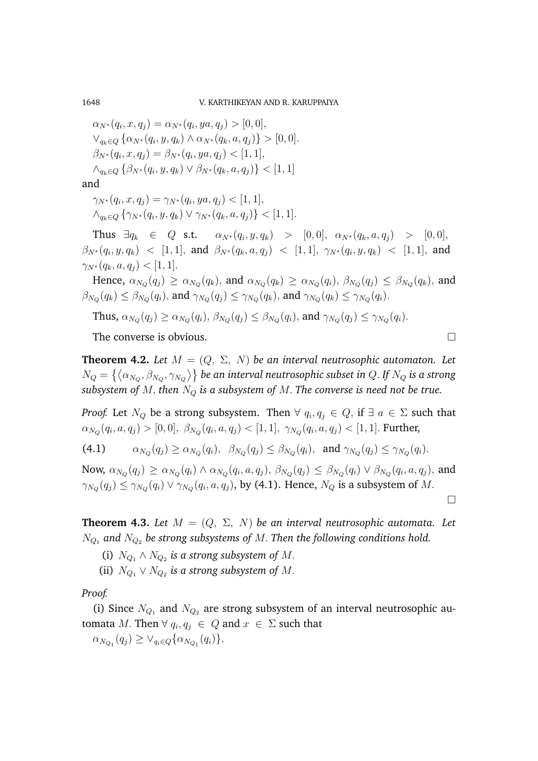$\alpha_{N^*}(q_i, x, q_j) = \alpha_{N^*}(q_i, ya, q_j) > [0, 0]$,
$\vee_{q_k \in Q} \{\alpha_{N^*}(q_i, y, q_k) \wedge \alpha_{N^*}(q_k, a, q_j)\} > [0, 0]$.
$\beta_{N^*}(q_i, x, q_j) = \beta_{N^*}(q_i, ya, q_j) < [1, 1]$,
$\wedge_{q_k \in Q} \{\beta_{N^*}(q_i, y, q_k) \vee \beta_{N^*}(q_k, a, q_j)\} < [1, 1]$

and

$\gamma_{N^*}(q_i, x, q_j) = \gamma_{N^*}(q_i, ya, q_j) < [1, 1]$,
$\wedge_{q_k \in Q} \{\gamma_{N^*}(q_i, y, q_k) \vee \gamma_{N^*}(q_k, a, q_j)\} < [1, 1]$.

Thus $\exists q_k \in Q$ s.t. $\alpha_{N^*}(q_i, y, q_k) > [0, 0]$, $\alpha_{N^*}(q_k, a, q_j) > [0, 0]$, $\beta_{N^*}(q_i, y, q_k) < [1, 1]$, and $\beta_{N^*}(q_k, a, q_j) < [1, 1]$, $\gamma_{N^*}(q_i, y, q_k) < [1, 1]$, and $\gamma_{N^*}(q_k, a, q_j) < [1, 1]$.

Hence, $\alpha_{N_Q}(q_j) \geq \alpha_{N_Q}(q_k)$, and $\alpha_{N_Q}(q_k) \geq \alpha_{N_Q}(q_i)$, $\beta_{N_Q}(q_j) \leq \beta_{N_Q}(q_k)$, and $\beta_{N_Q}(q_k) \leq \beta_{N_Q}(q_i)$, and $\gamma_{N_Q}(q_j) \leq \gamma_{N_Q}(q_k)$, and $\gamma_{N_Q}(q_k) \leq \gamma_{N_Q}(q_i)$.

Thus, $\alpha_{N_Q}(q_j) \geq \alpha_{N_Q}(q_i)$, $\beta_{N_Q}(q_j) \leq \beta_{N_Q}(q_i)$, and $\gamma_{N_Q}(q_j) \leq \gamma_{N_Q}(q_i)$.

The converse is obvious. □

**Theorem 4.2.** *Let $M = (Q, \Sigma, N)$ be an interval neutrosophic automaton. Let $N_Q = \{\langle \alpha_{N_Q}, \beta_{N_Q}, \gamma_{N_Q} \rangle\}$ be an interval neutrosophic subset in $Q$. If $N_Q$ is a strong subsystem of $M$, then $N_Q$ is a subsystem of $M$. The converse is need not be true.*

*Proof.* Let $N_Q$ be a strong subsystem. Then $\forall\, q_i, q_j \in Q$, if $\exists\, a \in \Sigma$ such that $\alpha_{N_Q}(q_i, a, q_j) > [0, 0]$, $\beta_{N_Q}(q_i, a, q_j) < [1, 1]$, $\gamma_{N_Q}(q_i, a, q_j) < [1, 1]$. Further,

$$\alpha_{N_Q}(q_j) \geq \alpha_{N_Q}(q_i), \;\; \beta_{N_Q}(q_j) \leq \beta_{N_Q}(q_i), \;\; \text{and } \gamma_{N_Q}(q_j) \leq \gamma_{N_Q}(q_i). \tag{4.1}$$

Now, $\alpha_{N_Q}(q_j) \geq \alpha_{N_Q}(q_i) \wedge \alpha_{N_Q}(q_i, a, q_j)$, $\beta_{N_Q}(q_j) \leq \beta_{N_Q}(q_i) \vee \beta_{N_Q}(q_i, a, q_j)$, and $\gamma_{N_Q}(q_j) \leq \gamma_{N_Q}(q_i) \vee \gamma_{N_Q}(q_i, a, q_j)$, by (4.1). Hence, $N_Q$ is a subsystem of $M$.

□

**Theorem 4.3.** *Let $M = (Q, \Sigma, N)$ be an interval neutrosophic automata. Let $N_{Q_1}$ and $N_{Q_2}$ be strong subsystems of $M$. Then the following conditions hold.*

(i) *$N_{Q_1} \wedge N_{Q_2}$ is a strong subsystem of $M$.*

(ii) *$N_{Q_1} \vee N_{Q_2}$ is a strong subsystem of $M$.*

*Proof.*

(i) Since $N_{Q_1}$ and $N_{Q_2}$ are strong subsystem of an interval neutrosophic automata $M$. Then $\forall\, q_i, q_j \in Q$ and $x \in \Sigma$ such that

$\alpha_{N_{Q_1}}(q_j) \geq \vee_{q_i \in Q}\{\alpha_{N_{Q_1}}(q_i)\}$,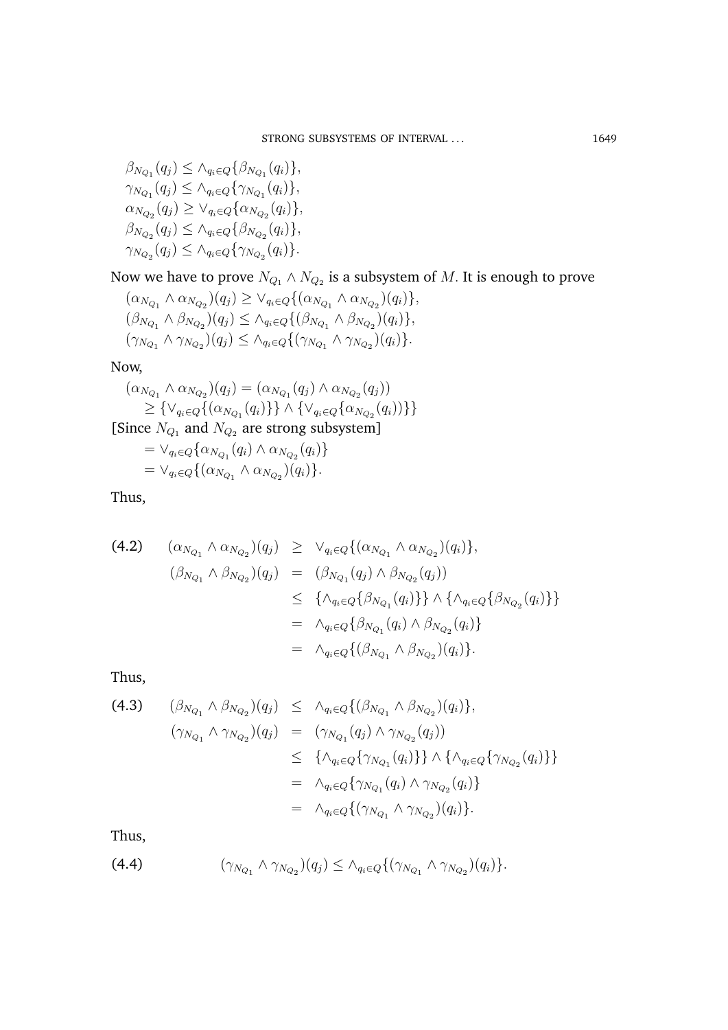$\beta_{N_{Q_1}}(q_j) \leq \wedge_{q_i \in Q}\{\beta_{N_{Q_1}}(q_i)\}$,
$\gamma_{N_{Q_1}}(q_j) \leq \wedge_{q_i \in Q}\{\gamma_{N_{Q_1}}(q_i)\}$,
$\alpha_{N_{Q_2}}(q_j) \geq \vee_{q_i \in Q}\{\alpha_{N_{Q_2}}(q_i)\}$,
$\beta_{N_{Q_2}}(q_j) \leq \wedge_{q_i \in Q}\{\beta_{N_{Q_2}}(q_i)\}$,
$\gamma_{N_{Q_2}}(q_j) \leq \wedge_{q_i \in Q}\{\gamma_{N_{Q_2}}(q_i)\}$.

Now we have to prove $N_{Q_1} \wedge N_{Q_2}$ is a subsystem of $M$. It is enough to prove

$(\alpha_{N_{Q_1}} \wedge \alpha_{N_{Q_2}})(q_j) \geq \vee_{q_i \in Q}\{(\alpha_{N_{Q_1}} \wedge \alpha_{N_{Q_2}})(q_i)\}$,
$(\beta_{N_{Q_1}} \wedge \beta_{N_{Q_2}})(q_j) \leq \wedge_{q_i \in Q}\{(\beta_{N_{Q_1}} \wedge \beta_{N_{Q_2}})(q_i)\}$,
$(\gamma_{N_{Q_1}} \wedge \gamma_{N_{Q_2}})(q_j) \leq \wedge_{q_i \in Q}\{(\gamma_{N_{Q_1}} \wedge \gamma_{N_{Q_2}})(q_i)\}$.

Now,

$$
\begin{aligned}
(\alpha_{N_{Q_1}} \wedge \alpha_{N_{Q_2}})(q_j) &= (\alpha_{N_{Q_1}}(q_j) \wedge \alpha_{N_{Q_2}}(q_j)) \\
&\geq \{\vee_{q_i \in Q}\{(\alpha_{N_{Q_1}}(q_i)\}\} \wedge \{\vee_{q_i \in Q}\{\alpha_{N_{Q_2}}(q_i))\}\}
\end{aligned}
$$

[Since $N_{Q_1}$ and $N_{Q_2}$ are strong subsystem]

$$
\begin{aligned}
&= \vee_{q_i \in Q}\{\alpha_{N_{Q_1}}(q_i) \wedge \alpha_{N_{Q_2}}(q_i)\} \\
&= \vee_{q_i \in Q}\{(\alpha_{N_{Q_1}} \wedge \alpha_{N_{Q_2}})(q_i)\}.
\end{aligned}
$$

Thus,

$$
\begin{aligned}
(4.2) \qquad (\alpha_{N_{Q_1}} \wedge \alpha_{N_{Q_2}})(q_j) &\geq \vee_{q_i \in Q}\{(\alpha_{N_{Q_1}} \wedge \alpha_{N_{Q_2}})(q_i)\}, \\
(\beta_{N_{Q_1}} \wedge \beta_{N_{Q_2}})(q_j) &= (\beta_{N_{Q_1}}(q_j) \wedge \beta_{N_{Q_2}}(q_j)) \\
&\leq \{\wedge_{q_i \in Q}\{\beta_{N_{Q_1}}(q_i)\}\} \wedge \{\wedge_{q_i \in Q}\{\beta_{N_{Q_2}}(q_i)\}\} \\
&= \wedge_{q_i \in Q}\{\beta_{N_{Q_1}}(q_i) \wedge \beta_{N_{Q_2}}(q_i)\} \\
&= \wedge_{q_i \in Q}\{(\beta_{N_{Q_1}} \wedge \beta_{N_{Q_2}})(q_i)\}.
\end{aligned}
$$

Thus,

$$
\begin{aligned}
(4.3) \qquad (\beta_{N_{Q_1}} \wedge \beta_{N_{Q_2}})(q_j) &\leq \wedge_{q_i \in Q}\{(\beta_{N_{Q_1}} \wedge \beta_{N_{Q_2}})(q_i)\}, \\
(\gamma_{N_{Q_1}} \wedge \gamma_{N_{Q_2}})(q_j) &= (\gamma_{N_{Q_1}}(q_j) \wedge \gamma_{N_{Q_2}}(q_j)) \\
&\leq \{\wedge_{q_i \in Q}\{\gamma_{N_{Q_1}}(q_i)\}\} \wedge \{\wedge_{q_i \in Q}\{\gamma_{N_{Q_2}}(q_i)\}\} \\
&= \wedge_{q_i \in Q}\{\gamma_{N_{Q_1}}(q_i) \wedge \gamma_{N_{Q_2}}(q_i)\} \\
&= \wedge_{q_i \in Q}\{(\gamma_{N_{Q_1}} \wedge \gamma_{N_{Q_2}})(q_i)\}.
\end{aligned}
$$

Thus,

$$
(4.4) \qquad (\gamma_{N_{Q_1}} \wedge \gamma_{N_{Q_2}})(q_j) \leq \wedge_{q_i \in Q}\{(\gamma_{N_{Q_1}} \wedge \gamma_{N_{Q_2}})(q_i)\}.
$$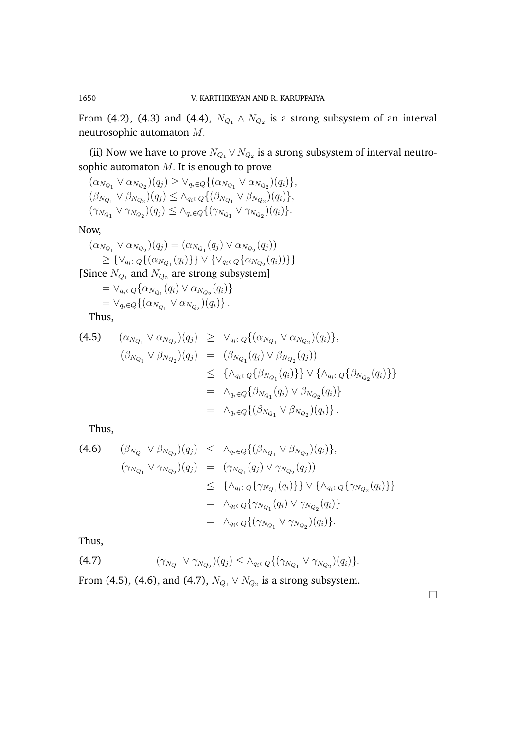From (4.2), (4.3) and (4.4), $N_{Q_1} \wedge N_{Q_2}$ is a strong subsystem of an interval neutrosophic automaton $M$.

(ii) Now we have to prove $N_{Q_1} \vee N_{Q_2}$ is a strong subsystem of interval neutrosophic automaton $M$. It is enough to prove

$$(\alpha_{N_{Q_1}} \vee \alpha_{N_{Q_2}})(q_j) \geq \vee_{q_i \in Q}\{(\alpha_{N_{Q_1}} \vee \alpha_{N_{Q_2}})(q_i)\},$$
$$(\beta_{N_{Q_1}} \vee \beta_{N_{Q_2}})(q_j) \leq \wedge_{q_i \in Q}\{(\beta_{N_{Q_1}} \vee \beta_{N_{Q_2}})(q_i)\},$$
$$(\gamma_{N_{Q_1}} \vee \gamma_{N_{Q_2}})(q_j) \leq \wedge_{q_i \in Q}\{(\gamma_{N_{Q_1}} \vee \gamma_{N_{Q_2}})(q_i)\}.$$

Now,

$$(\alpha_{N_{Q_1}} \vee \alpha_{N_{Q_2}})(q_j) = (\alpha_{N_{Q_1}}(q_j) \vee \alpha_{N_{Q_2}}(q_j))$$
$$\geq \{\vee_{q_i \in Q}\{(\alpha_{N_{Q_1}}(q_i)\}\} \vee \{\vee_{q_i \in Q}\{\alpha_{N_{Q_2}}(q_i))\}\}$$

[Since $N_{Q_1}$ and $N_{Q_2}$ are strong subsystem]

$$= \vee_{q_i \in Q}\{\alpha_{N_{Q_1}}(q_i) \vee \alpha_{N_{Q_2}}(q_i)\}$$
$$= \vee_{q_i \in Q}\{(\alpha_{N_{Q_1}} \vee \alpha_{N_{Q_2}})(q_i)\}.$$

Thus,

$$(4.5) \qquad (\alpha_{N_{Q_1}} \vee \alpha_{N_{Q_2}})(q_j) \geq \vee_{q_i \in Q}\{(\alpha_{N_{Q_1}} \vee \alpha_{N_{Q_2}})(q_i)\},$$

$$\begin{aligned}
(\beta_{N_{Q_1}} \vee \beta_{N_{Q_2}})(q_j) &= (\beta_{N_{Q_1}}(q_j) \vee \beta_{N_{Q_2}}(q_j)) \\
&\leq \{\wedge_{q_i \in Q}\{\beta_{N_{Q_1}}(q_i)\}\} \vee \{\wedge_{q_i \in Q}\{\beta_{N_{Q_2}}(q_i)\}\} \\
&= \wedge_{q_i \in Q}\{\beta_{N_{Q_1}}(q_i) \vee \beta_{N_{Q_2}}(q_i)\} \\
&= \wedge_{q_i \in Q}\{(\beta_{N_{Q_1}} \vee \beta_{N_{Q_2}})(q_i)\}.
\end{aligned}$$

Thus,

$$(4.6) \qquad (\beta_{N_{Q_1}} \vee \beta_{N_{Q_2}})(q_j) \leq \wedge_{q_i \in Q}\{(\beta_{N_{Q_1}} \vee \beta_{N_{Q_2}})(q_i)\},$$

$$\begin{aligned}
(\gamma_{N_{Q_1}} \vee \gamma_{N_{Q_2}})(q_j) &= (\gamma_{N_{Q_1}}(q_j) \vee \gamma_{N_{Q_2}}(q_j)) \\
&\leq \{\wedge_{q_i \in Q}\{\gamma_{N_{Q_1}}(q_i)\}\} \vee \{\wedge_{q_i \in Q}\{\gamma_{N_{Q_2}}(q_i)\}\} \\
&= \wedge_{q_i \in Q}\{\gamma_{N_{Q_1}}(q_i) \vee \gamma_{N_{Q_2}}(q_i)\} \\
&= \wedge_{q_i \in Q}\{(\gamma_{N_{Q_1}} \vee \gamma_{N_{Q_2}})(q_i)\}.
\end{aligned}$$

Thus,

$$(4.7) \qquad (\gamma_{N_{Q_1}} \vee \gamma_{N_{Q_2}})(q_j) \leq \wedge_{q_i \in Q}\{(\gamma_{N_{Q_1}} \vee \gamma_{N_{Q_2}})(q_i)\}.$$

From (4.5), (4.6), and (4.7), $N_{Q_1} \vee N_{Q_2}$ is a strong subsystem.

□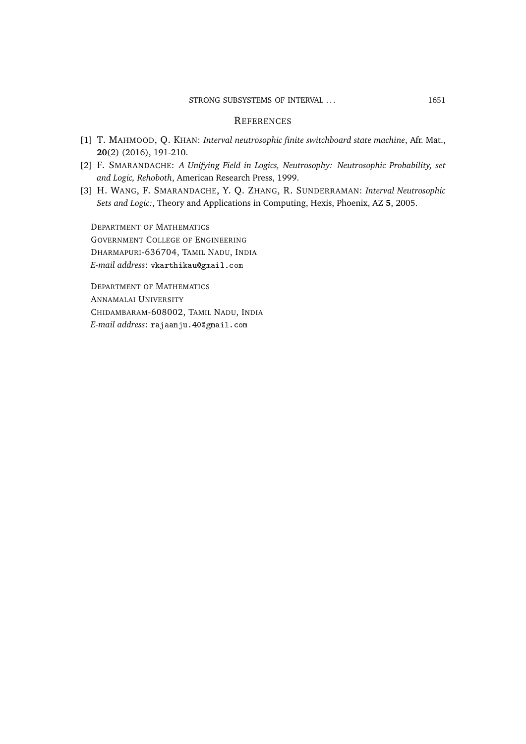## REFERENCES

[1] T. MAHMOOD, Q. KHAN: *Interval neutrosophic finite switchboard state machine*, Afr. Mat., **20**(2) (2016), 191-210.

[2] F. SMARANDACHE: *A Unifying Field in Logics, Neutrosophy: Neutrosophic Probability, set and Logic, Rehoboth*, American Research Press, 1999.

[3] H. WANG, F. SMARANDACHE, Y. Q. ZHANG, R. SUNDERRAMAN: *Interval Neutrosophic Sets and Logic:*, Theory and Applications in Computing, Hexis, Phoenix, AZ **5**, 2005.

DEPARTMENT OF MATHEMATICS
GOVERNMENT COLLEGE OF ENGINEERING
DHARMAPURI-636704, TAMIL NADU, INDIA
*E-mail address*: vkarthikau@gmail.com

DEPARTMENT OF MATHEMATICS
ANNAMALAI UNIVERSITY
CHIDAMBARAM-608002, TAMIL NADU, INDIA
*E-mail address*: rajaanju.40@gmail.com